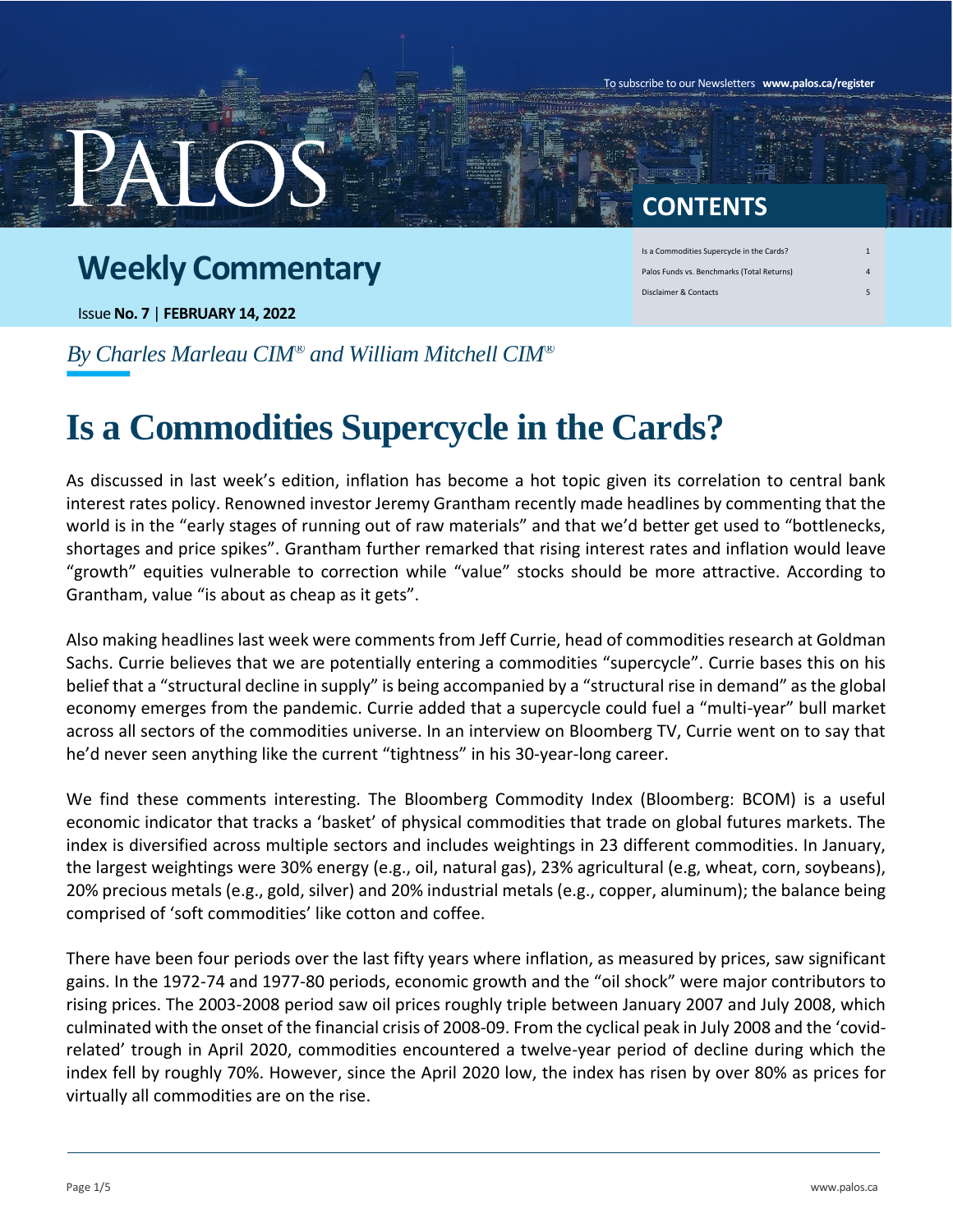To subscribe to our Newsletters **www.palos.ca/register**

PALOS

## CONTENTS

| | |
|---|---|
| Is a Commodities Supercycle in the Cards? | 1 |
| Palos Funds vs. Benchmarks (Total Returns) | 4 |
| Disclaimer & Contacts | 5 |

## Weekly Commentary

Issue **No. 7** | **FEBRUARY 14, 2022**

*By Charles Marleau CIM® and William Mitchell CIM®*

# Is a Commodities Supercycle in the Cards?

As discussed in last week's edition, inflation has become a hot topic given its correlation to central bank interest rates policy. Renowned investor Jeremy Grantham recently made headlines by commenting that the world is in the "early stages of running out of raw materials" and that we'd better get used to "bottlenecks, shortages and price spikes". Grantham further remarked that rising interest rates and inflation would leave "growth" equities vulnerable to correction while "value" stocks should be more attractive. According to Grantham, value "is about as cheap as it gets".

Also making headlines last week were comments from Jeff Currie, head of commodities research at Goldman Sachs. Currie believes that we are potentially entering a commodities "supercycle". Currie bases this on his belief that a "structural decline in supply" is being accompanied by a "structural rise in demand" as the global economy emerges from the pandemic. Currie added that a supercycle could fuel a "multi-year" bull market across all sectors of the commodities universe. In an interview on Bloomberg TV, Currie went on to say that he'd never seen anything like the current "tightness" in his 30-year-long career.

We find these comments interesting. The Bloomberg Commodity Index (Bloomberg: BCOM) is a useful economic indicator that tracks a 'basket' of physical commodities that trade on global futures markets. The index is diversified across multiple sectors and includes weightings in 23 different commodities. In January, the largest weightings were 30% energy (e.g., oil, natural gas), 23% agricultural (e.g, wheat, corn, soybeans), 20% precious metals (e.g., gold, silver) and 20% industrial metals (e.g., copper, aluminum); the balance being comprised of 'soft commodities' like cotton and coffee.

There have been four periods over the last fifty years where inflation, as measured by prices, saw significant gains. In the 1972-74 and 1977-80 periods, economic growth and the "oil shock" were major contributors to rising prices. The 2003-2008 period saw oil prices roughly triple between January 2007 and July 2008, which culminated with the onset of the financial crisis of 2008-09. From the cyclical peak in July 2008 and the 'covid-related' trough in April 2020, commodities encountered a twelve-year period of decline during which the index fell by roughly 70%. However, since the April 2020 low, the index has risen by over 80% as prices for virtually all commodities are on the rise.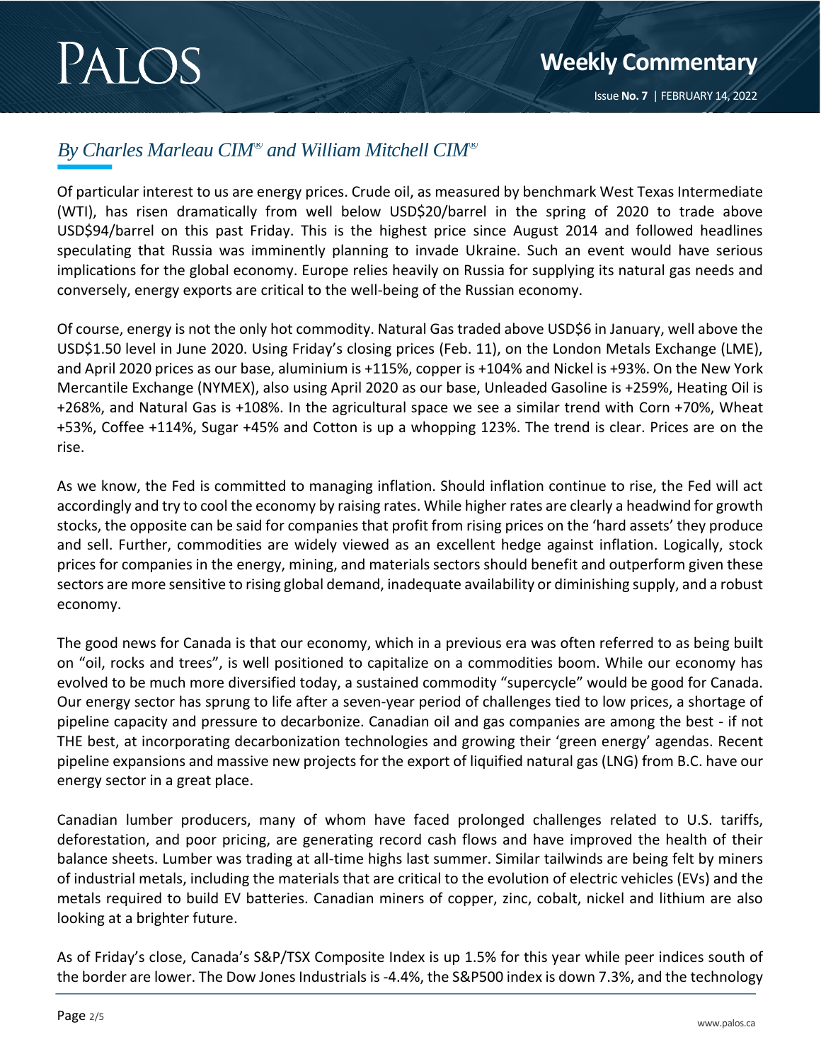*By Charles Marleau CIM® and William Mitchell CIM®*

Of particular interest to us are energy prices. Crude oil, as measured by benchmark West Texas Intermediate (WTI), has risen dramatically from well below USD$20/barrel in the spring of 2020 to trade above USD$94/barrel on this past Friday. This is the highest price since August 2014 and followed headlines speculating that Russia was imminently planning to invade Ukraine. Such an event would have serious implications for the global economy. Europe relies heavily on Russia for supplying its natural gas needs and conversely, energy exports are critical to the well-being of the Russian economy.

Of course, energy is not the only hot commodity. Natural Gas traded above USD$6 in January, well above the USD$1.50 level in June 2020. Using Friday's closing prices (Feb. 11), on the London Metals Exchange (LME), and April 2020 prices as our base, aluminium is +115%, copper is +104% and Nickel is +93%. On the New York Mercantile Exchange (NYMEX), also using April 2020 as our base, Unleaded Gasoline is +259%, Heating Oil is +268%, and Natural Gas is +108%. In the agricultural space we see a similar trend with Corn +70%, Wheat +53%, Coffee +114%, Sugar +45% and Cotton is up a whopping 123%. The trend is clear. Prices are on the rise.

As we know, the Fed is committed to managing inflation. Should inflation continue to rise, the Fed will act accordingly and try to cool the economy by raising rates. While higher rates are clearly a headwind for growth stocks, the opposite can be said for companies that profit from rising prices on the 'hard assets' they produce and sell. Further, commodities are widely viewed as an excellent hedge against inflation. Logically, stock prices for companies in the energy, mining, and materials sectors should benefit and outperform given these sectors are more sensitive to rising global demand, inadequate availability or diminishing supply, and a robust economy.

The good news for Canada is that our economy, which in a previous era was often referred to as being built on "oil, rocks and trees", is well positioned to capitalize on a commodities boom. While our economy has evolved to be much more diversified today, a sustained commodity "supercycle" would be good for Canada. Our energy sector has sprung to life after a seven-year period of challenges tied to low prices, a shortage of pipeline capacity and pressure to decarbonize. Canadian oil and gas companies are among the best - if not THE best, at incorporating decarbonization technologies and growing their 'green energy' agendas. Recent pipeline expansions and massive new projects for the export of liquified natural gas (LNG) from B.C. have our energy sector in a great place.

Canadian lumber producers, many of whom have faced prolonged challenges related to U.S. tariffs, deforestation, and poor pricing, are generating record cash flows and have improved the health of their balance sheets. Lumber was trading at all-time highs last summer. Similar tailwinds are being felt by miners of industrial metals, including the materials that are critical to the evolution of electric vehicles (EVs) and the metals required to build EV batteries. Canadian miners of copper, zinc, cobalt, nickel and lithium are also looking at a brighter future.

As of Friday's close, Canada's S&P/TSX Composite Index is up 1.5% for this year while peer indices south of the border are lower. The Dow Jones Industrials is -4.4%, the S&P500 index is down 7.3%, and the technology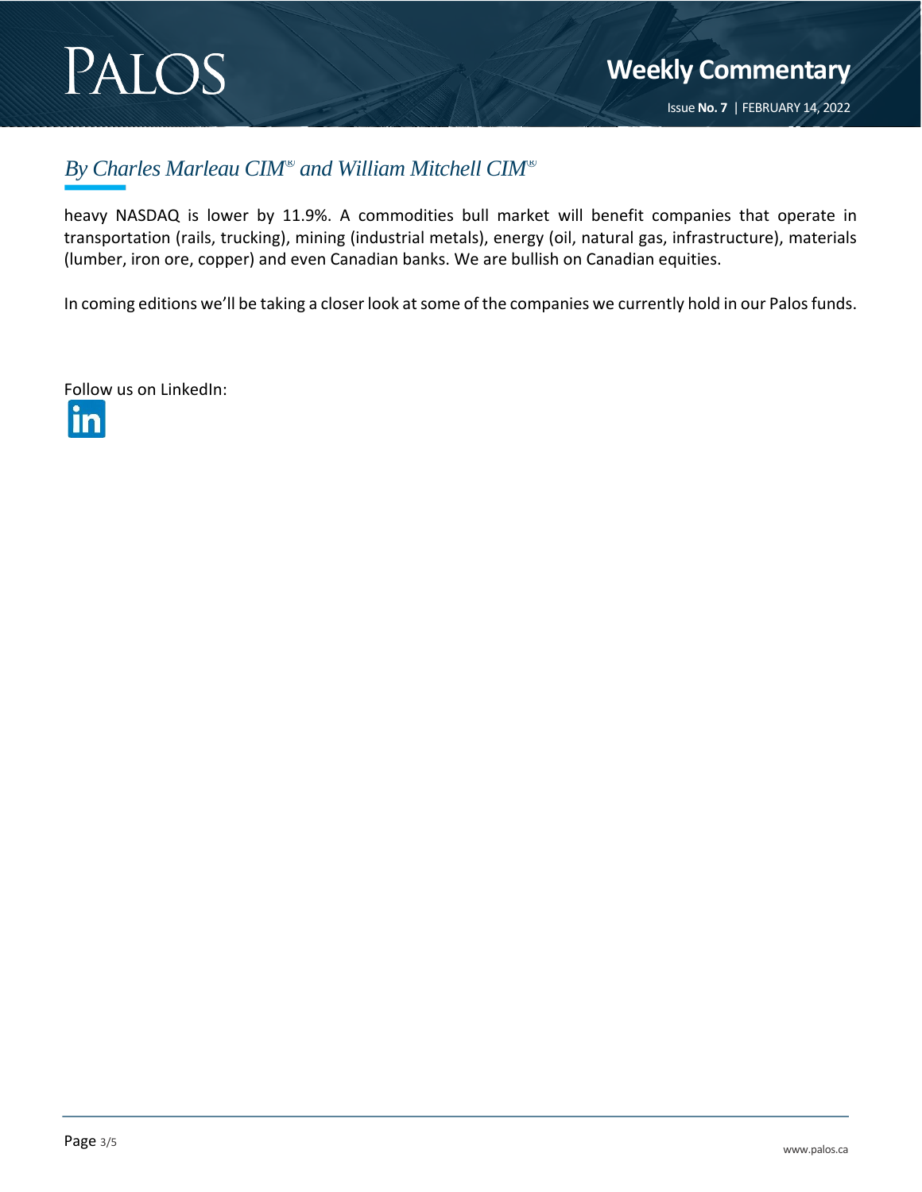*By Charles Marleau CIM® and William Mitchell CIM®*

heavy NASDAQ is lower by 11.9%. A commodities bull market will benefit companies that operate in transportation (rails, trucking), mining (industrial metals), energy (oil, natural gas, infrastructure), materials (lumber, iron ore, copper) and even Canadian banks. We are bullish on Canadian equities.

In coming editions we'll be taking a closer look at some of the companies we currently hold in our Palos funds.

Follow us on LinkedIn: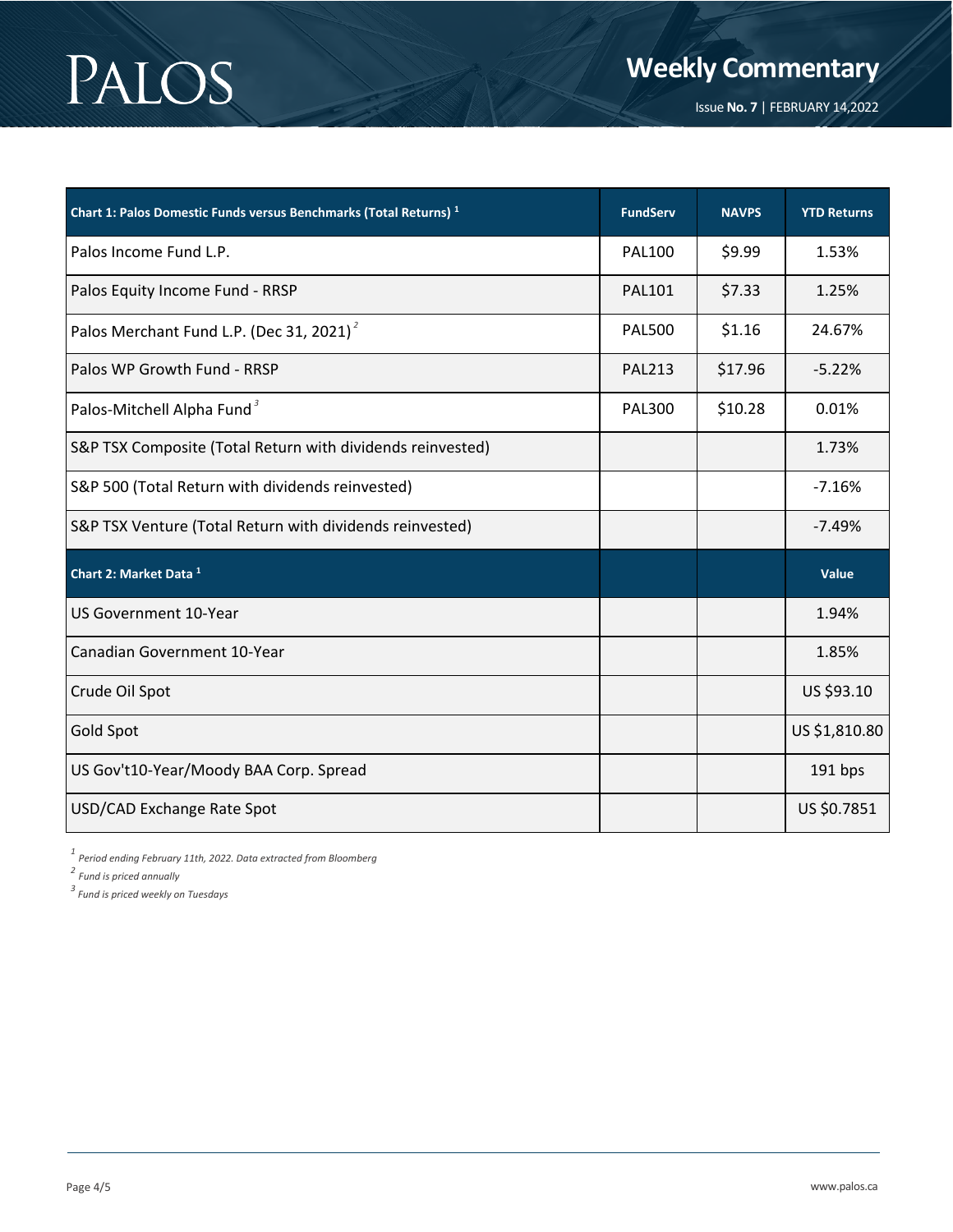| Chart 1: Palos Domestic Funds versus Benchmarks (Total Returns) [1] | FundServ | NAVPS | YTD Returns |
|---|---|---|---|
| Palos Income Fund L.P. | PAL100 | $9.99 | 1.53% |
| Palos Equity Income Fund - RRSP | PAL101 | $7.33 | 1.25% |
| Palos Merchant Fund L.P. (Dec 31, 2021) [2] | PAL500 | $1.16 | 24.67% |
| Palos WP Growth Fund - RRSP | PAL213 | $17.96 | -5.22% |
| Palos-Mitchell Alpha Fund [3] | PAL300 | $10.28 | 0.01% |
| S&P TSX Composite (Total Return with dividends reinvested) | | | 1.73% |
| S&P 500 (Total Return with dividends reinvested) | | | -7.16% |
| S&P TSX Venture (Total Return with dividends reinvested) | | | -7.49% |
| **Chart 2: Market Data [1]** | | | **Value** |
| US Government 10-Year | | | 1.94% |
| Canadian Government 10-Year | | | 1.85% |
| Crude Oil Spot | | | US $93.10 |
| Gold Spot | | | US $1,810.80 |
| US Gov't10-Year/Moody BAA Corp. Spread | | | 191 bps |
| USD/CAD Exchange Rate Spot | | | US $0.7851 |

*[1] Period ending February 11th, 2022. Data extracted from Bloomberg*

*[2] Fund is priced annually*

*[3] Fund is priced weekly on Tuesdays*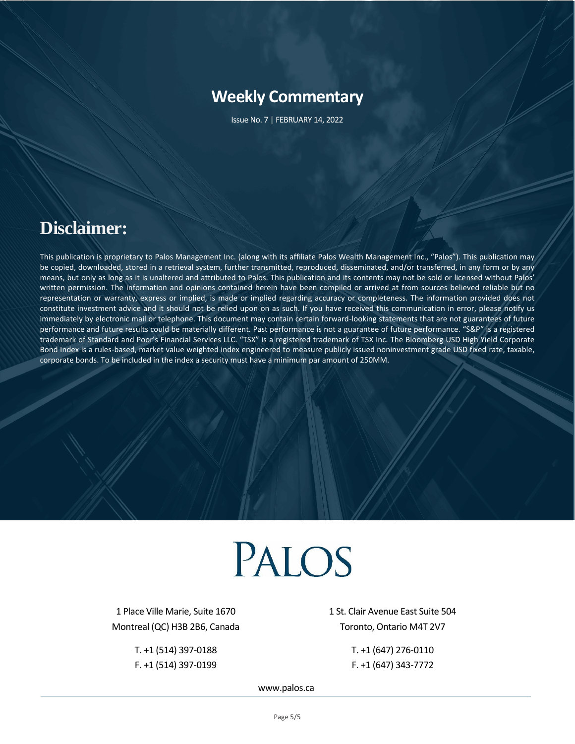# Weekly Commentary

Issue No. 7 | FEBRUARY 14, 2022

## Disclaimer:

This publication is proprietary to Palos Management Inc. (along with its affiliate Palos Wealth Management Inc., "Palos"). This publication may be copied, downloaded, stored in a retrieval system, further transmitted, reproduced, disseminated, and/or transferred, in any form or by any means, but only as long as it is unaltered and attributed to Palos. This publication and its contents may not be sold or licensed without Palos' written permission. The information and opinions contained herein have been compiled or arrived at from sources believed reliable but no representation or warranty, express or implied, is made or implied regarding accuracy or completeness. The information provided does not constitute investment advice and it should not be relied upon on as such. If you have received this communication in error, please notify us immediately by electronic mail or telephone. This document may contain certain forward-looking statements that are not guarantees of future performance and future results could be materially different. Past performance is not a guarantee of future performance. "S&P" is a registered trademark of Standard and Poor's Financial Services LLC. "TSX" is a registered trademark of TSX Inc. The Bloomberg USD High Yield Corporate Bond Index is a rules-based, market value weighted index engineered to measure publicly issued noninvestment grade USD fixed rate, taxable, corporate bonds. To be included in the index a security must have a minimum par amount of 250MM.

PALOS

1 Place Ville Marie, Suite 1670
Montreal (QC) H3B 2B6, Canada

T. +1 (514) 397-0188
F. +1 (514) 397-0199

1 St. Clair Avenue East Suite 504
Toronto, Ontario M4T 2V7

T. +1 (647) 276-0110
F. +1 (647) 343-7772

www.palos.ca